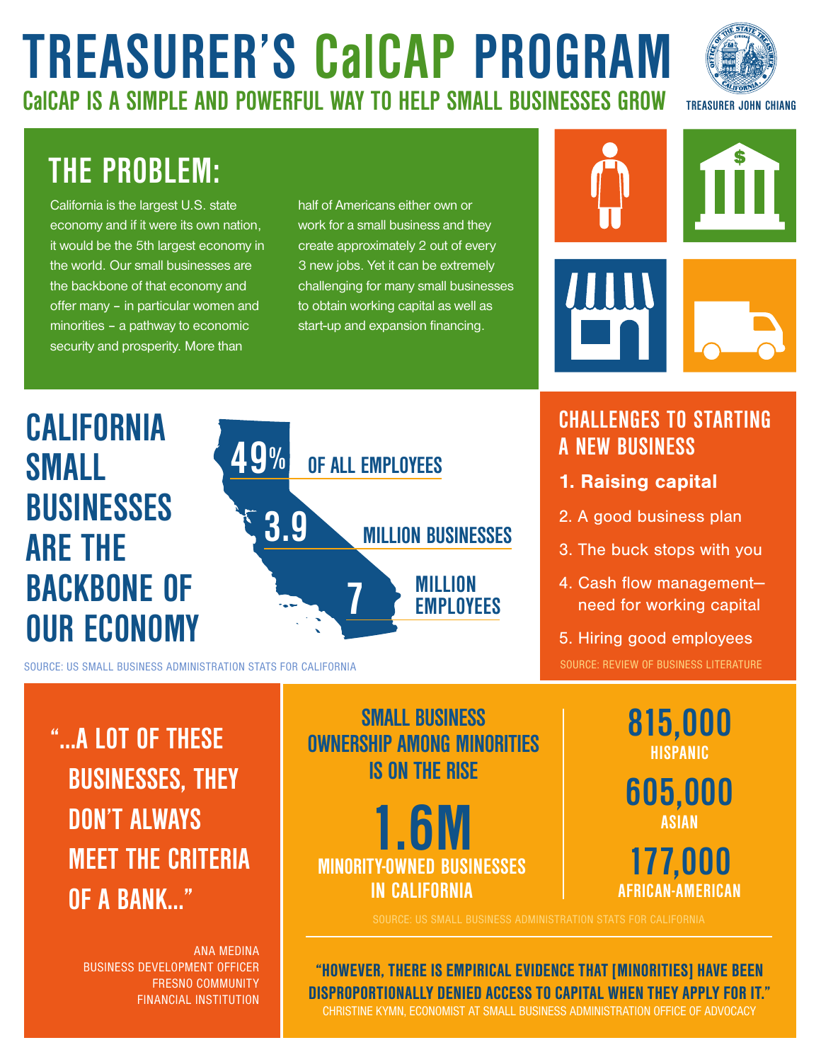# TREASURER'S CalCAP PROGRAM

## CalCAP IS A SIMPLE AND POWERFUL WAY TO HELP SMALL BUSINESSES GROW

TREASURER JOHN CHIANG

## THE PROBLEM:

California is the largest U.S. state economy and if it were its own nation, it would be the 5th largest economy in the world. Our small businesses are the backbone of that economy and offer many – in particular women and minorities – a pathway to economic security and prosperity. More than half of Americans either own or work for a small business and they create approximately 2 out of every 3 new jobs. Yet it can be extremely challenging for many small businesses to obtain working capital as well as start-up and expansion financing.

## CALIFORNIA SMALL BUSINESSES ARE THE BACKBONE OF OUR ECONOMY

- **49%** OF ALL EMPLOYEES
- **3.9** MILLION BUSINESSES
- **7** MILLION EMPLOYEES

SOURCE: US SMALL BUSINESS ADMINISTRATION STATS FOR CALIFORNIA

## CHALLENGES TO STARTING A NEW BUSINESS

1. **Raising capital**
2. A good business plan
3. The buck stops with you
4. Cash flow management–need for working capital
5. Hiring good employees

SOURCE: REVIEW OF BUSINESS LITERATURE

> "...A LOT OF THESE BUSINESSES, THEY DON'T ALWAYS MEET THE CRITERIA OF A BANK..."

ANA MEDINA
BUSINESS DEVELOPMENT OFFICER
FRESNO COMMUNITY
FINANCIAL INSTITUTION

## SMALL BUSINESS OWNERSHIP AMONG MINORITIES IS ON THE RISE

**1.6M** MINORITY-OWNED BUSINESSES IN CALIFORNIA

- **815,000** HISPANIC
- **605,000** ASIAN
- **177,000** AFRICAN-AMERICAN

SOURCE: US SMALL BUSINESS ADMINISTRATION STATS FOR CALIFORNIA

> **"HOWEVER, THERE IS EMPIRICAL EVIDENCE THAT [MINORITIES] HAVE BEEN DISPROPORTIONALLY DENIED ACCESS TO CAPITAL WHEN THEY APPLY FOR IT."**

CHRISTINE KYMN, ECONOMIST AT SMALL BUSINESS ADMINISTRATION OFFICE OF ADVOCACY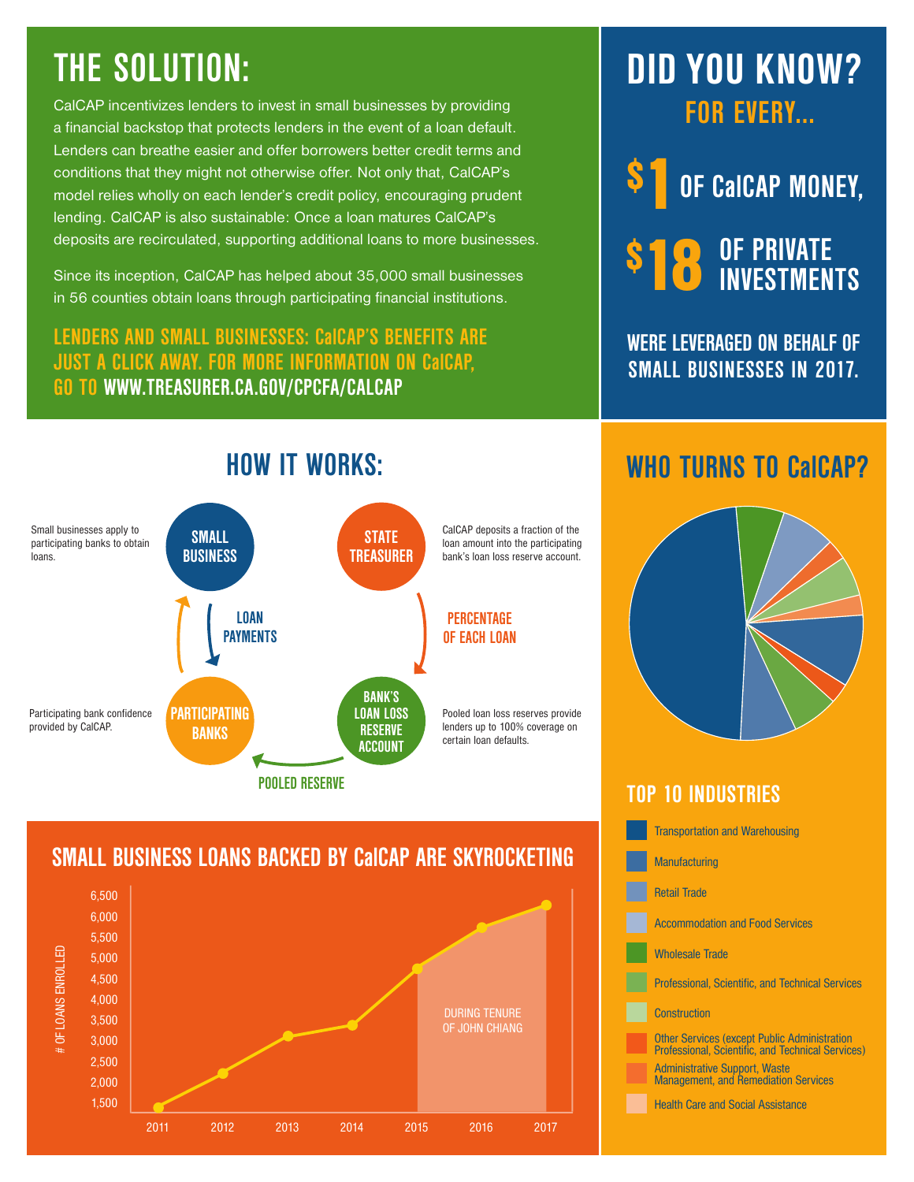# THE SOLUTION:

CalCAP incentivizes lenders to invest in small businesses by providing a financial backstop that protects lenders in the event of a loan default. Lenders can breathe easier and offer borrowers better credit terms and conditions that they might not otherwise offer. Not only that, CalCAP's model relies wholly on each lender's credit policy, encouraging prudent lending. CalCAP is also sustainable: Once a loan matures CalCAP's deposits are recirculated, supporting additional loans to more businesses.

Since its inception, CalCAP has helped about 35,000 small businesses in 56 counties obtain loans through participating financial institutions.

**LENDERS AND SMALL BUSINESSES: CalCAP'S BENEFITS ARE JUST A CLICK AWAY. FOR MORE INFORMATION ON CalCAP, GO TO WWW.TREASURER.CA.GOV/CPCFA/CALCAP**

# DID YOU KNOW?

## FOR EVERY...

**$1** OF CalCAP MONEY,

**$18** OF PRIVATE INVESTMENTS

WERE LEVERAGED ON BEHALF OF SMALL BUSINESSES IN 2017.

## HOW IT WORKS:

SMALL BUSINESS

Small businesses apply to participating banks to obtain loans.

STATE TREASURER

CalCAP deposits a fraction of the loan amount into the participating bank's loan loss reserve account.

PERCENTAGE OF EACH LOAN

BANK'S LOAN LOSS RESERVE ACCOUNT

Pooled loan loss reserves provide lenders up to 100% coverage on certain loan defaults.

POOLED RESERVE

PARTICIPATING BANKS

Participating bank confidence provided by CalCAP.

LOAN PAYMENTS

## WHO TURNS TO CalCAP?

### TOP 10 INDUSTRIES

- Transportation and Warehousing
- Manufacturing
- Retail Trade
- Accommodation and Food Services
- Wholesale Trade
- Professional, Scientific, and Technical Services
- Construction
- Other Services (except Public Administration Professional, Scientific, and Technical Services)
- Administrative Support, Waste Management, and Remediation Services
- Health Care and Social Assistance

## SMALL BUSINESS LOANS BACKED BY CalCAP ARE SKYROCKETING

\# OF LOANS ENROLLED

6,500
6,000
5,500
5,000
4,500
4,000
3,500
3,000
2,500
2,000
1,500

2011 2012 2013 2014 2015 2016 2017

DURING TENURE OF JOHN CHIANG